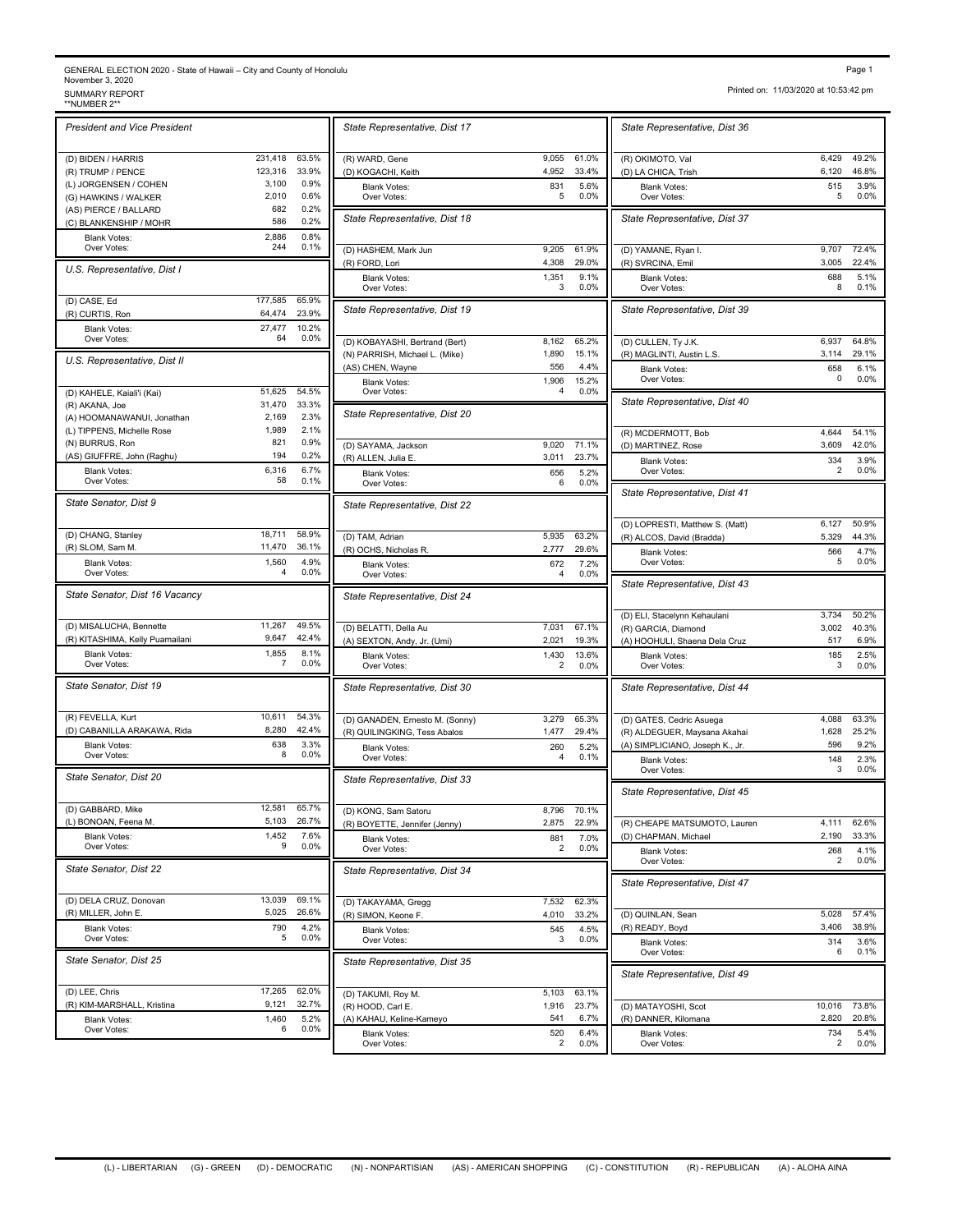GENERAL ELECTION 2020 - State of Hawaii – City and County of Honolulu
November 3, 2020
SUMMARY REPORT
**NUMBER 2**

Printed on: 11/03/2020 at 10:53:42 pm

### President and Vice President

| Candidate | Votes | % |
|---|---|---|
| (D) BIDEN / HARRIS | 231,418 | 63.5% |
| (R) TRUMP / PENCE | 123,316 | 33.9% |
| (L) JORGENSEN / COHEN | 3,100 | 0.9% |
| (G) HAWKINS / WALKER | 2,010 | 0.6% |
| (AS) PIERCE / BALLARD | 682 | 0.2% |
| (C) BLANKENSHIP / MOHR | 586 | 0.2% |
| Blank Votes: | 2,886 | 0.8% |
| Over Votes: | 244 | 0.1% |

### U.S. Representative, Dist I

| Candidate | Votes | % |
|---|---|---|
| (D) CASE, Ed | 177,585 | 65.9% |
| (R) CURTIS, Ron | 64,474 | 23.9% |
| Blank Votes: | 27,477 | 10.2% |
| Over Votes: | 64 | 0.0% |

### U.S. Representative, Dist II

| Candidate | Votes | % |
|---|---|---|
| (D) KAHELE, Kaiali'i (Kai) | 51,625 | 54.5% |
| (R) AKANA, Joe | 31,470 | 33.3% |
| (A) HOOMANAWANUI, Jonathan | 2,169 | 2.3% |
| (L) TIPPENS, Michelle Rose | 1,989 | 2.1% |
| (N) BURRUS, Ron | 821 | 0.9% |
| (AS) GIUFFRE, John (Raghu) | 194 | 0.2% |
| Blank Votes: | 6,316 | 6.7% |
| Over Votes: | 58 | 0.1% |

### State Senator, Dist 9

| Candidate | Votes | % |
|---|---|---|
| (D) CHANG, Stanley | 18,711 | 58.9% |
| (R) SLOM, Sam M. | 11,470 | 36.1% |
| Blank Votes: | 1,560 | 4.9% |
| Over Votes: | 4 | 0.0% |

### State Senator, Dist 16 Vacancy

| Candidate | Votes | % |
|---|---|---|
| (D) MISALUCHA, Bennette | 11,267 | 49.5% |
| (R) KITASHIMA, Kelly Puamailani | 9,647 | 42.4% |
| Blank Votes: | 1,855 | 8.1% |
| Over Votes: | 7 | 0.0% |

### State Senator, Dist 19

| Candidate | Votes | % |
|---|---|---|
| (R) FEVELLA, Kurt | 10,611 | 54.3% |
| (D) CABANILLA ARAKAWA, Rida | 8,280 | 42.4% |
| Blank Votes: | 638 | 3.3% |
| Over Votes: | 8 | 0.0% |

### State Senator, Dist 20

| Candidate | Votes | % |
|---|---|---|
| (D) GABBARD, Mike | 12,581 | 65.7% |
| (L) BONOAN, Feena M. | 5,103 | 26.7% |
| Blank Votes: | 1,452 | 7.6% |
| Over Votes: | 9 | 0.0% |

### State Senator, Dist 22

| Candidate | Votes | % |
|---|---|---|
| (D) DELA CRUZ, Donovan | 13,039 | 69.1% |
| (R) MILLER, John E. | 5,025 | 26.6% |
| Blank Votes: | 790 | 4.2% |
| Over Votes: | 5 | 0.0% |

### State Senator, Dist 25

| Candidate | Votes | % |
|---|---|---|
| (D) LEE, Chris | 17,265 | 62.0% |
| (R) KIM-MARSHALL, Kristina | 9,121 | 32.7% |
| Blank Votes: | 1,460 | 5.2% |
| Over Votes: | 6 | 0.0% |

### State Representative, Dist 17

| Candidate | Votes | % |
|---|---|---|
| (R) WARD, Gene | 9,055 | 61.0% |
| (D) KOGACHI, Keith | 4,952 | 33.4% |
| Blank Votes: | 831 | 5.6% |
| Over Votes: | 5 | 0.0% |

### State Representative, Dist 18

| Candidate | Votes | % |
|---|---|---|
| (D) HASHEM, Mark Jun | 9,205 | 61.9% |
| (R) FORD, Lori | 4,308 | 29.0% |
| Blank Votes: | 1,351 | 9.1% |
| Over Votes: | 3 | 0.0% |

### State Representative, Dist 19

| Candidate | Votes | % |
|---|---|---|
| (D) KOBAYASHI, Bertrand (Bert) | 8,162 | 65.2% |
| (N) PARRISH, Michael L. (Mike) | 1,890 | 15.1% |
| (AS) CHEN, Wayne | 556 | 4.4% |
| Blank Votes: | 1,906 | 15.2% |
| Over Votes: | 4 | 0.0% |

### State Representative, Dist 20

| Candidate | Votes | % |
|---|---|---|
| (D) SAYAMA, Jackson | 9,020 | 71.1% |
| (R) ALLEN, Julia E. | 3,011 | 23.7% |
| Blank Votes: | 656 | 5.2% |
| Over Votes: | 6 | 0.0% |

### State Representative, Dist 22

| Candidate | Votes | % |
|---|---|---|
| (D) TAM, Adrian | 5,935 | 63.2% |
| (R) OCHS, Nicholas R. | 2,777 | 29.6% |
| Blank Votes: | 672 | 7.2% |
| Over Votes: | 4 | 0.0% |

### State Representative, Dist 24

| Candidate | Votes | % |
|---|---|---|
| (D) BELATTI, Della Au | 7,031 | 67.1% |
| (A) SEXTON, Andy, Jr. (Umi) | 2,021 | 19.3% |
| Blank Votes: | 1,430 | 13.6% |
| Over Votes: | 2 | 0.0% |

### State Representative, Dist 30

| Candidate | Votes | % |
|---|---|---|
| (D) GANADEN, Ernesto M. (Sonny) | 3,279 | 65.3% |
| (R) QUILINGKING, Tess Abalos | 1,477 | 29.4% |
| Blank Votes: | 260 | 5.2% |
| Over Votes: | 4 | 0.1% |

### State Representative, Dist 33

| Candidate | Votes | % |
|---|---|---|
| (D) KONG, Sam Satoru | 8,796 | 70.1% |
| (R) BOYETTE, Jennifer (Jenny) | 2,875 | 22.9% |
| Blank Votes: | 881 | 7.0% |
| Over Votes: | 2 | 0.0% |

### State Representative, Dist 34

| Candidate | Votes | % |
|---|---|---|
| (D) TAKAYAMA, Gregg | 7,532 | 62.3% |
| (R) SIMON, Keone F. | 4,010 | 33.2% |
| Blank Votes: | 545 | 4.5% |
| Over Votes: | 3 | 0.0% |

### State Representative, Dist 35

| Candidate | Votes | % |
|---|---|---|
| (D) TAKUMI, Roy M. | 5,103 | 63.1% |
| (R) HOOD, Carl E. | 1,916 | 23.7% |
| (A) KAHAU, Keline-Kameyo | 541 | 6.7% |
| Blank Votes: | 520 | 6.4% |
| Over Votes: | 2 | 0.0% |

### State Representative, Dist 36

| Candidate | Votes | % |
|---|---|---|
| (R) OKIMOTO, Val | 6,429 | 49.2% |
| (D) LA CHICA, Trish | 6,120 | 46.8% |
| Blank Votes: | 515 | 3.9% |
| Over Votes: | 5 | 0.0% |

### State Representative, Dist 37

| Candidate | Votes | % |
|---|---|---|
| (D) YAMANE, Ryan I. | 9,707 | 72.4% |
| (R) SVRCINA, Emil | 3,005 | 22.4% |
| Blank Votes: | 688 | 5.1% |
| Over Votes: | 8 | 0.1% |

### State Representative, Dist 39

| Candidate | Votes | % |
|---|---|---|
| (D) CULLEN, Ty J.K. | 6,937 | 64.8% |
| (R) MAGLINTI, Austin L.S. | 3,114 | 29.1% |
| Blank Votes: | 658 | 6.1% |
| Over Votes: | 0 | 0.0% |

### State Representative, Dist 40

| Candidate | Votes | % |
|---|---|---|
| (R) MCDERMOTT, Bob | 4,644 | 54.1% |
| (D) MARTINEZ, Rose | 3,609 | 42.0% |
| Blank Votes: | 334 | 3.9% |
| Over Votes: | 2 | 0.0% |

### State Representative, Dist 41

| Candidate | Votes | % |
|---|---|---|
| (D) LOPRESTI, Matthew S. (Matt) | 6,127 | 50.9% |
| (R) ALCOS, David (Bradda) | 5,329 | 44.3% |
| Blank Votes: | 566 | 4.7% |
| Over Votes: | 5 | 0.0% |

### State Representative, Dist 43

| Candidate | Votes | % |
|---|---|---|
| (D) ELI, Stacelynn Kehaulani | 3,734 | 50.2% |
| (R) GARCIA, Diamond | 3,002 | 40.3% |
| (A) HOOHULI, Shaena Dela Cruz | 517 | 6.9% |
| Blank Votes: | 185 | 2.5% |
| Over Votes: | 3 | 0.0% |

### State Representative, Dist 44

| Candidate | Votes | % |
|---|---|---|
| (D) GATES, Cedric Asuega | 4,088 | 63.3% |
| (R) ALDEGUER, Maysana Akahai | 1,628 | 25.2% |
| (A) SIMPLICIANO, Joseph K., Jr. | 596 | 9.2% |
| Blank Votes: | 148 | 2.3% |
| Over Votes: | 3 | 0.0% |

### State Representative, Dist 45

| Candidate | Votes | % |
|---|---|---|
| (R) CHEAPE MATSUMOTO, Lauren | 4,111 | 62.6% |
| (D) CHAPMAN, Michael | 2,190 | 33.3% |
| Blank Votes: | 268 | 4.1% |
| Over Votes: | 2 | 0.0% |

### State Representative, Dist 47

| Candidate | Votes | % |
|---|---|---|
| (D) QUINLAN, Sean | 5,028 | 57.4% |
| (R) READY, Boyd | 3,406 | 38.9% |
| Blank Votes: | 314 | 3.6% |
| Over Votes: | 6 | 0.1% |

### State Representative, Dist 49

| Candidate | Votes | % |
|---|---|---|
| (D) MATAYOSHI, Scot | 10,016 | 73.8% |
| (R) DANNER, Kilomana | 2,820 | 20.8% |
| Blank Votes: | 734 | 5.4% |
| Over Votes: | 2 | 0.0% |

(L) - LIBERTARIAN (G) - GREEN (D) - DEMOCRATIC (N) - NONPARTISIAN (AS) - AMERICAN SHOPPING (C) - CONSTITUTION (R) - REPUBLICAN (A) - ALOHA AINA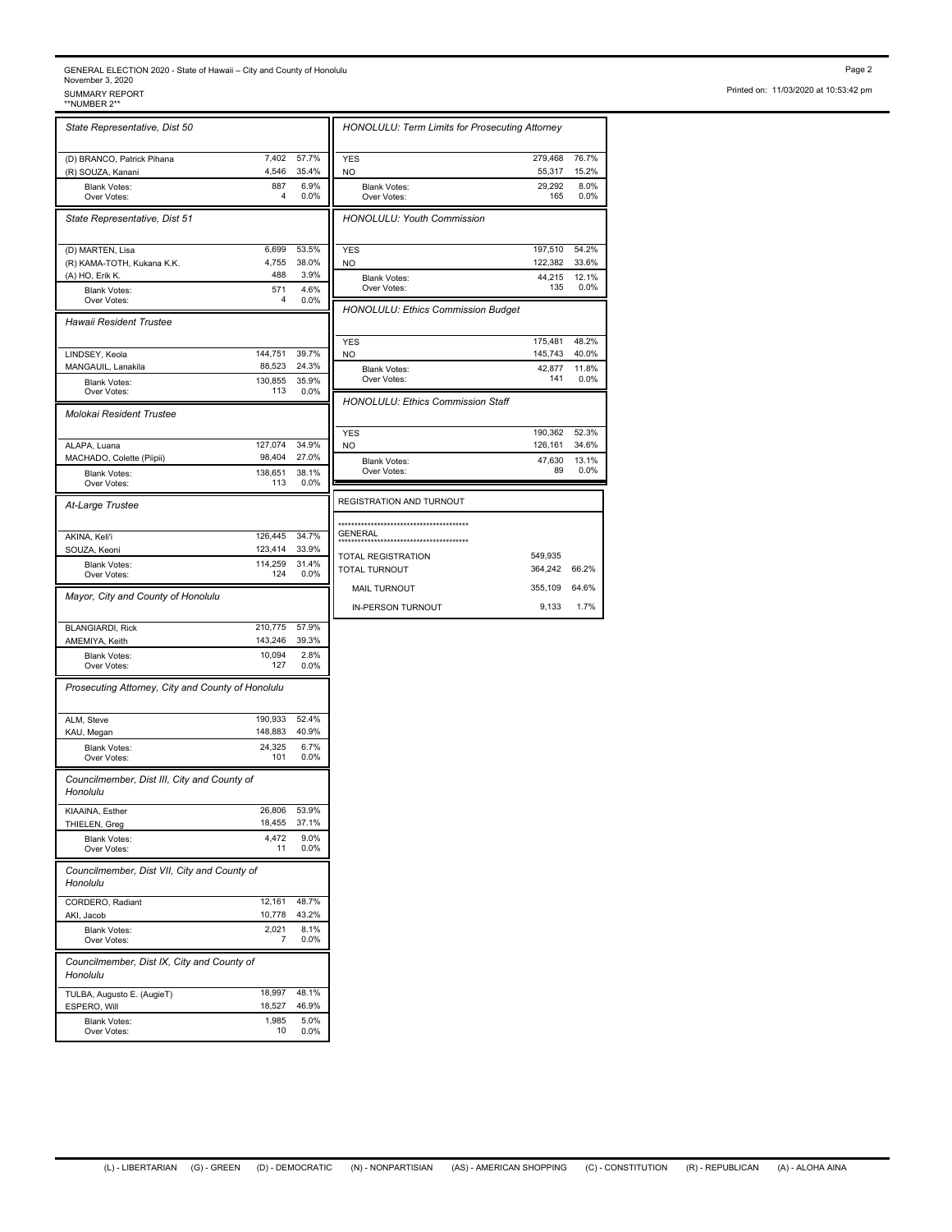GENERAL ELECTION 2020 - State of Hawaii – City and County of Honolulu
November 3, 2020
SUMMARY REPORT
**NUMBER 2**

Printed on: 11/03/2020 at 10:53:42 pm

### State Representative, Dist 50

| | | |
|---|---|---|
| (D) BRANCO, Patrick Pihana | 7,402 | 57.7% |
| (R) SOUZA, Kanani | 4,546 | 35.4% |
| Blank Votes: | 887 | 6.9% |
| Over Votes: | 4 | 0.0% |

### State Representative, Dist 51

| | | |
|---|---|---|
| (D) MARTEN, Lisa | 6,699 | 53.5% |
| (R) KAMA-TOTH, Kukana K.K. | 4,755 | 38.0% |
| (A) HO, Erik K. | 488 | 3.9% |
| Blank Votes: | 571 | 4.6% |
| Over Votes: | 4 | 0.0% |

### Hawaii Resident Trustee

| | | |
|---|---|---|
| LINDSEY, Keola | 144,751 | 39.7% |
| MANGAUIL, Lanakila | 88,523 | 24.3% |
| Blank Votes: | 130,855 | 35.9% |
| Over Votes: | 113 | 0.0% |

### Molokai Resident Trustee

| | | |
|---|---|---|
| ALAPA, Luana | 127,074 | 34.9% |
| MACHADO, Colette (Piipii) | 98,404 | 27.0% |
| Blank Votes: | 138,651 | 38.1% |
| Over Votes: | 113 | 0.0% |

### At-Large Trustee

| | | |
|---|---|---|
| AKINA, Keli'i | 126,445 | 34.7% |
| SOUZA, Keoni | 123,414 | 33.9% |
| Blank Votes: | 114,259 | 31.4% |
| Over Votes: | 124 | 0.0% |

### Mayor, City and County of Honolulu

| | | |
|---|---|---|
| BLANGIARDI, Rick | 210,775 | 57.9% |
| AMEMIYA, Keith | 143,246 | 39.3% |
| Blank Votes: | 10,094 | 2.8% |
| Over Votes: | 127 | 0.0% |

### Prosecuting Attorney, City and County of Honolulu

| | | |
|---|---|---|
| ALM, Steve | 190,933 | 52.4% |
| KAU, Megan | 148,883 | 40.9% |
| Blank Votes: | 24,325 | 6.7% |
| Over Votes: | 101 | 0.0% |

### Councilmember, Dist III, City and County of Honolulu

| | | |
|---|---|---|
| KIAAINA, Esther | 26,806 | 53.9% |
| THIELEN, Greg | 18,455 | 37.1% |
| Blank Votes: | 4,472 | 9.0% |
| Over Votes: | 11 | 0.0% |

### Councilmember, Dist VII, City and County of Honolulu

| | | |
|---|---|---|
| CORDERO, Radiant | 12,161 | 48.7% |
| AKI, Jacob | 10,778 | 43.2% |
| Blank Votes: | 2,021 | 8.1% |
| Over Votes: | 7 | 0.0% |

### Councilmember, Dist IX, City and County of Honolulu

| | | |
|---|---|---|
| TULBA, Augusto E. (AugieT) | 18,997 | 48.1% |
| ESPERO, Will | 18,527 | 46.9% |
| Blank Votes: | 1,985 | 5.0% |
| Over Votes: | 10 | 0.0% |

### HONOLULU: Term Limits for Prosecuting Attorney

| | | |
|---|---|---|
| YES | 279,468 | 76.7% |
| NO | 55,317 | 15.2% |
| Blank Votes: | 29,292 | 8.0% |
| Over Votes: | 165 | 0.0% |

### HONOLULU: Youth Commission

| | | |
|---|---|---|
| YES | 197,510 | 54.2% |
| NO | 122,382 | 33.6% |
| Blank Votes: | 44,215 | 12.1% |
| Over Votes: | 135 | 0.0% |

### HONOLULU: Ethics Commission Budget

| | | |
|---|---|---|
| YES | 175,481 | 48.2% |
| NO | 145,743 | 40.0% |
| Blank Votes: | 42,877 | 11.8% |
| Over Votes: | 141 | 0.0% |

### HONOLULU: Ethics Commission Staff

| | | |
|---|---|---|
| YES | 190,362 | 52.3% |
| NO | 126,161 | 34.6% |
| Blank Votes: | 47,630 | 13.1% |
| Over Votes: | 89 | 0.0% |

### REGISTRATION AND TURNOUT

**GENERAL**

| | | |
|---|---|---|
| TOTAL REGISTRATION | 549,935 | |
| TOTAL TURNOUT | 364,242 | 66.2% |
| MAIL TURNOUT | 355,109 | 64.6% |
| IN-PERSON TURNOUT | 9,133 | 1.7% |

(L) - LIBERTARIAN (G) - GREEN (D) - DEMOCRATIC (N) - NONPARTISIAN (AS) - AMERICAN SHOPPING (C) - CONSTITUTION (R) - REPUBLICAN (A) - ALOHA AINA